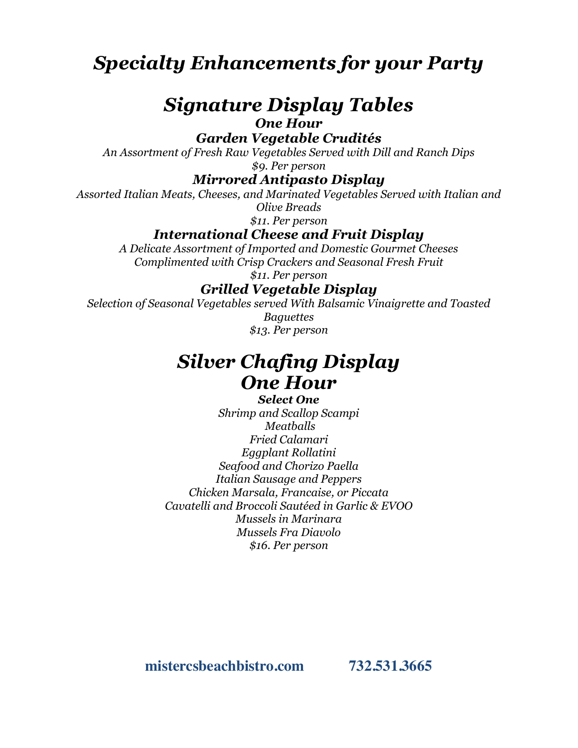# *Specialty Enhancements for your Party*

## *Signature Display Tables*

***One Hour***

### *Garden Vegetable Crudités*

*An Assortment of Fresh Raw Vegetables Served with Dill and Ranch Dips*

*$9. Per person*

### *Mirrored Antipasto Display*

*Assorted Italian Meats, Cheeses, and Marinated Vegetables Served with Italian and Olive Breads*

*$11. Per person*

### *International Cheese and Fruit Display*

*A Delicate Assortment of Imported and Domestic Gourmet Cheeses Complimented with Crisp Crackers and Seasonal Fresh Fruit*

*$11. Per person*

### *Grilled Vegetable Display*

*Selection of Seasonal Vegetables served With Balsamic Vinaigrette and Toasted Baguettes*

*$13. Per person*

## *Silver Chafing Display One Hour*

***Select One***

*Shrimp and Scallop Scampi*
*Meatballs*
*Fried Calamari*
*Eggplant Rollatini*
*Seafood and Chorizo Paella*
*Italian Sausage and Peppers*
*Chicken Marsala, Francaise, or Piccata*
*Cavatelli and Broccoli Sautéed in Garlic & EVOO*
*Mussels in Marinara*
*Mussels Fra Diavolo*

*$16. Per person*

**mistercsbeachbistro.com** **732.531.3665**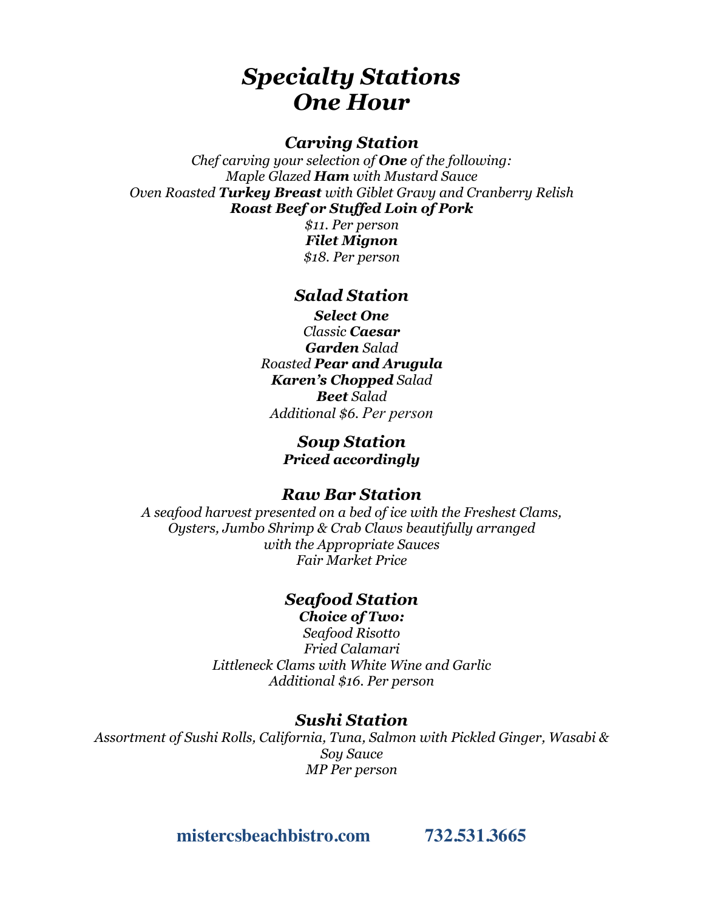# *Specialty Stations*
# *One Hour*

### *Carving Station*

*Chef carving your selection of **One** of the following:*
*Maple Glazed **Ham** with Mustard Sauce*
*Oven Roasted **Turkey Breast** with Giblet Gravy and Cranberry Relish*
***Roast Beef or Stuffed Loin of Pork***
*$11. Per person*
***Filet Mignon***
*$18. Per person*

### *Salad Station*

***Select One***
*Classic **Caesar***
***Garden** Salad*
*Roasted **Pear and Arugula***
***Karen's Chopped** Salad*
***Beet** Salad*
*Additional $6. Per person*

### *Soup Station*

***Priced accordingly***

### *Raw Bar Station*

*A seafood harvest presented on a bed of ice with the Freshest Clams, Oysters, Jumbo Shrimp & Crab Claws beautifully arranged with the Appropriate Sauces*
*Fair Market Price*

### *Seafood Station*

***Choice of Two:***
*Seafood Risotto*
*Fried Calamari*
*Littleneck Clams with White Wine and Garlic*
*Additional $16. Per person*

### *Sushi Station*

*Assortment of Sushi Rolls, California, Tuna, Salmon with Pickled Ginger, Wasabi & Soy Sauce*
*MP Per person*

**mistercsbeachbistro.com** **732.531.3665**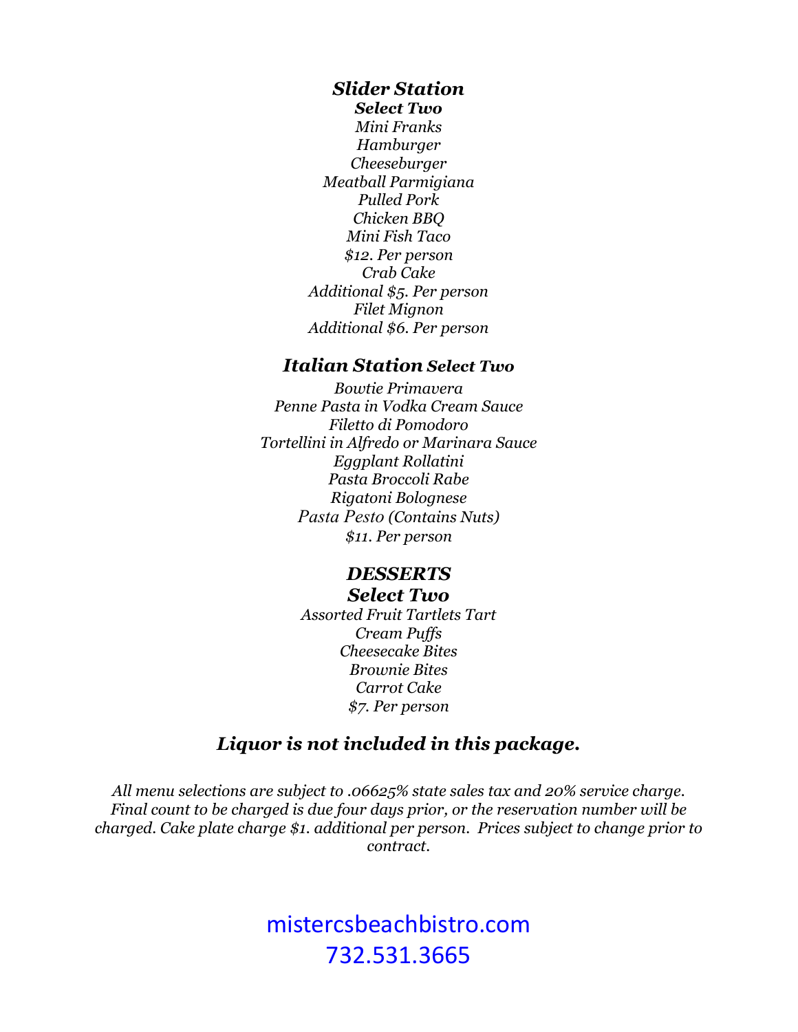## ***Slider Station***

***Select Two***

*Mini Franks*
*Hamburger*
*Cheeseburger*
*Meatball Parmigiana*
*Pulled Pork*
*Chicken BBQ*
*Mini Fish Taco*
*$12. Per person*
*Crab Cake*
*Additional $5. Per person*
*Filet Mignon*
*Additional $6. Per person*

## ***Italian Station*** ***Select Two***

*Bowtie Primavera*
*Penne Pasta in Vodka Cream Sauce*
*Filetto di Pomodoro*
*Tortellini in Alfredo or Marinara Sauce*
*Eggplant Rollatini*
*Pasta Broccoli Rabe*
*Rigatoni Bolognese*
*Pasta Pesto (Contains Nuts)*
*$11. Per person*

## ***DESSERTS***

***Select Two***

*Assorted Fruit Tartlets Tart*
*Cream Puffs*
*Cheesecake Bites*
*Brownie Bites*
*Carrot Cake*
*$7. Per person*

### ***Liquor is not included in this package.***

*All menu selections are subject to .06625% state sales tax and 20% service charge. Final count to be charged is due four days prior, or the reservation number will be charged. Cake plate charge $1. additional per person. Prices subject to change prior to contract.*

mistercsbeachbistro.com
732.531.3665